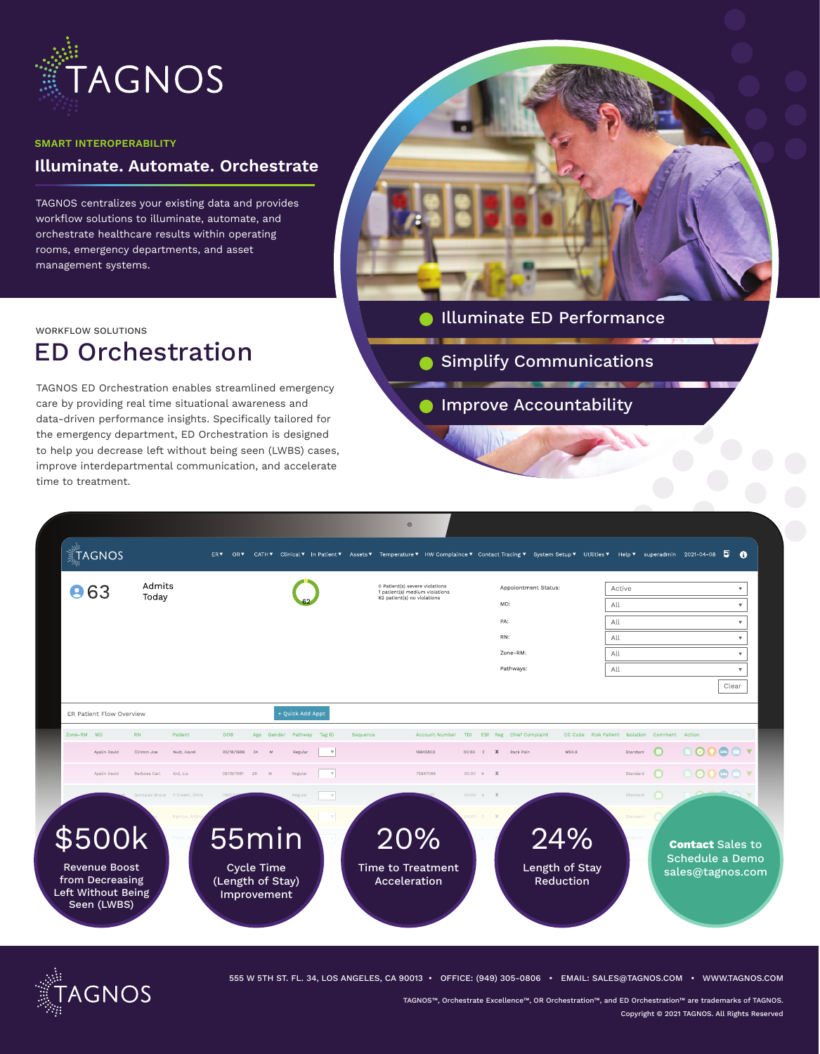# TAGNOS

SMART INTEROPERABILITY

**Illuminate. Automate. Orchestrate**

TAGNOS centralizes your existing data and provides workflow solutions to illuminate, automate, and orchestrate healthcare results within operating rooms, emergency departments, and asset management systems.

- Illuminate ED Performance
- Simplify Communications
- Improve Accountability

WORKFLOW SOLUTIONS

## ED Orchestration

TAGNOS ED Orchestration enables streamlined emergency care by providing real time situational awareness and data-driven performance insights. Specifically tailored for the emergency department, ED Orchestration is designed to help you decrease left without being seen (LWBS) cases, improve interdepartmental communication, and accelerate time to treatment.

**$500k**
Revenue Boost from Decreasing Left Without Being Seen (LWBS)

**55min**
Cycle Time (Length of Stay) Improvement

**20%**
Time to Treatment Acceleration

**24%**
Length of Stay Reduction

**Contact** Sales to Schedule a Demo
sales@tagnos.com

555 W 5TH ST. FL. 34, LOS ANGELES, CA 90013 • OFFICE: (949) 305-0806 • EMAIL: SALES@TAGNOS.COM • WWW.TAGNOS.COM

TAGNOS™, Orchestrate Excellence™, OR Orchestration™, and ED Orchestration™ are trademarks of TAGNOS.
Copyright © 2021 TAGNOS. All Rights Reserved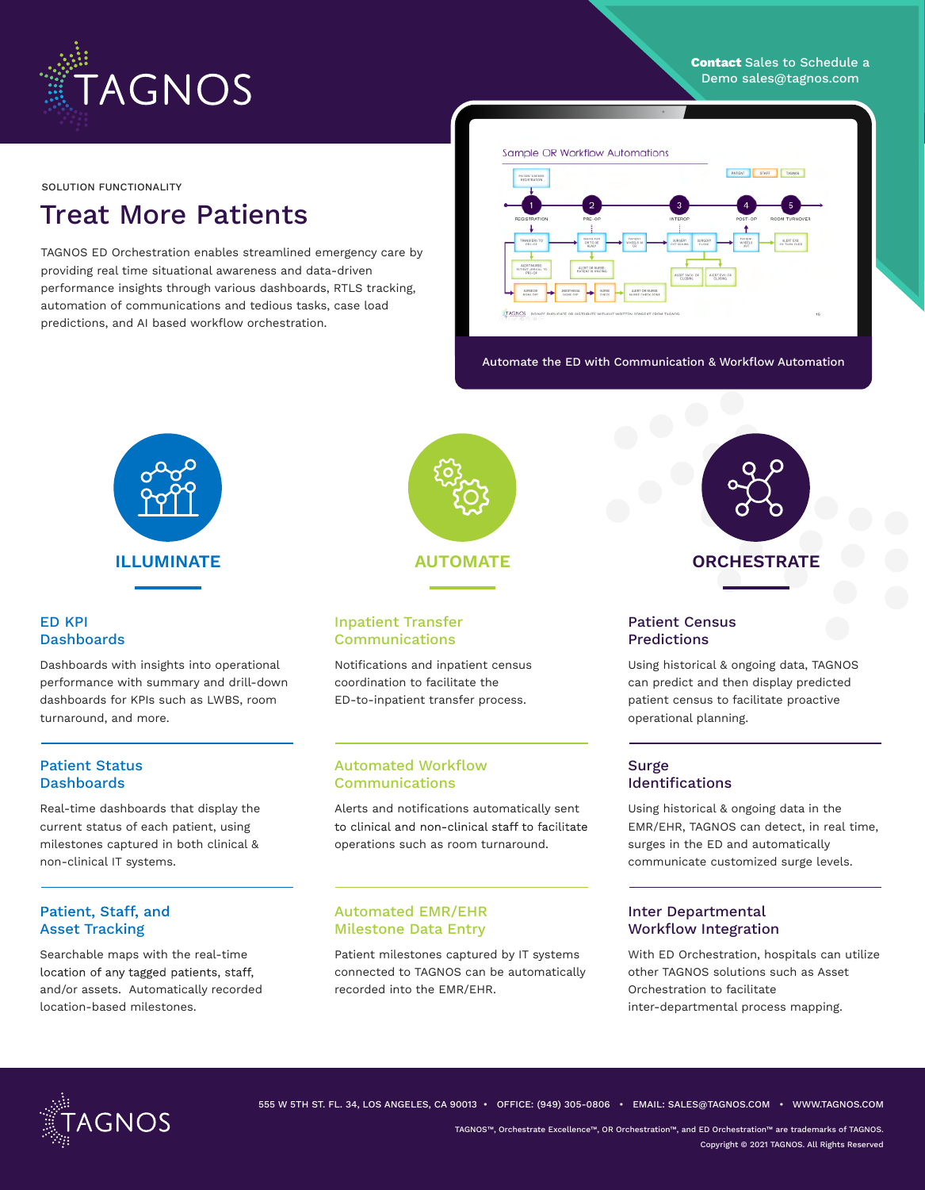**Contact** Sales to Schedule a Demo sales@tagnos.com

SOLUTION FUNCTIONALITY

# Treat More Patients

TAGNOS ED Orchestration enables streamlined emergency care by providing real time situational awareness and data-driven performance insights through various dashboards, RTLS tracking, automation of communications and tedious tasks, case load predictions, and AI based workflow orchestration.

Automate the ED with Communication & Workflow Automation

## ILLUMINATE

### ED KPI Dashboards

Dashboards with insights into operational performance with summary and drill-down dashboards for KPIs such as LWBS, room turnaround, and more.

### Patient Status Dashboards

Real-time dashboards that display the current status of each patient, using milestones captured in both clinical & non-clinical IT systems.

### Patient, Staff, and Asset Tracking

Searchable maps with the real-time location of any tagged patients, staff, and/or assets. Automatically recorded location-based milestones.

## AUTOMATE

### Inpatient Transfer Communications

Notifications and inpatient census coordination to facilitate the ED-to-inpatient transfer process.

### Automated Workflow Communications

Alerts and notifications automatically sent to clinical and non-clinical staff to facilitate operations such as room turnaround.

### Automated EMR/EHR Milestone Data Entry

Patient milestones captured by IT systems connected to TAGNOS can be automatically recorded into the EMR/EHR.

## ORCHESTRATE

### Patient Census Predictions

Using historical & ongoing data, TAGNOS can predict and then display predicted patient census to facilitate proactive operational planning.

### Surge Identifications

Using historical & ongoing data in the EMR/EHR, TAGNOS can detect, in real time, surges in the ED and automatically communicate customized surge levels.

### Inter Departmental Workflow Integration

With ED Orchestration, hospitals can utilize other TAGNOS solutions such as Asset Orchestration to facilitate inter-departmental process mapping.

555 W 5TH ST. FL. 34, LOS ANGELES, CA 90013 • OFFICE: (949) 305-0806 • EMAIL: SALES@TAGNOS.COM • WWW.TAGNOS.COM

TAGNOS™, Orchestrate Excellence™, OR Orchestration™, and ED Orchestration™ are trademarks of TAGNOS.
Copyright © 2021 TAGNOS. All Rights Reserved